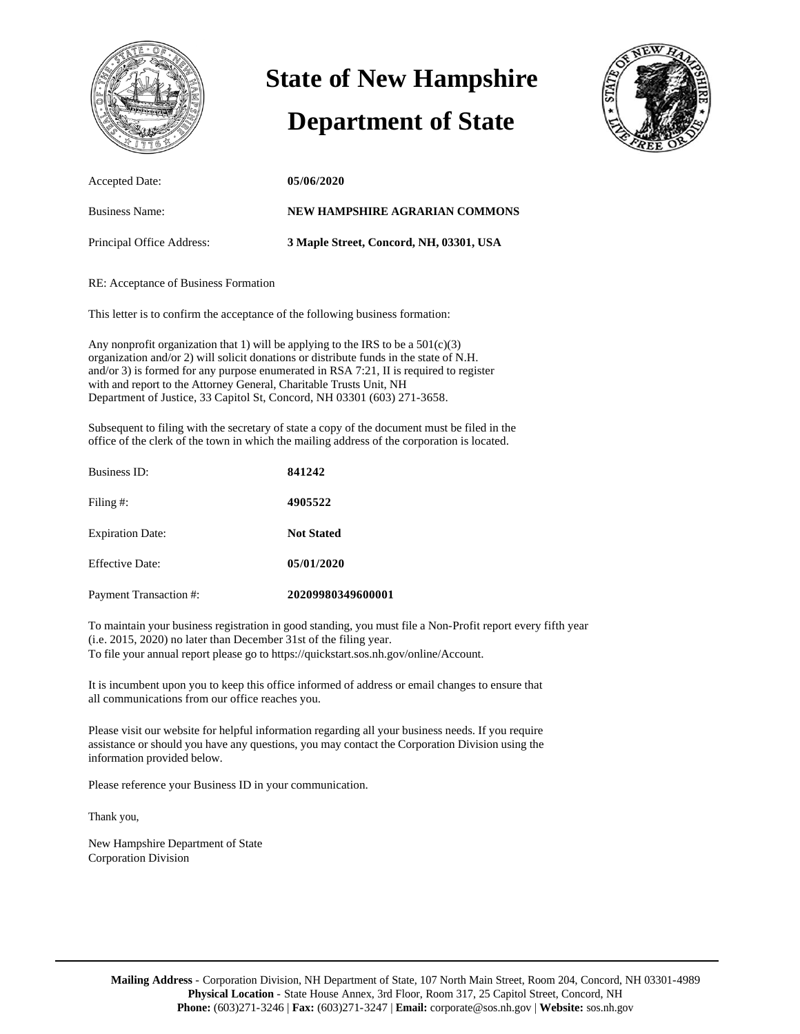# State of New Hampshire

# Department of State

| | |
|---|---|
| Accepted Date: | **05/06/2020** |
| Business Name: | **NEW HAMPSHIRE AGRARIAN COMMONS** |
| Principal Office Address: | **3 Maple Street, Concord, NH, 03301, USA** |

RE: Acceptance of Business Formation

This letter is to confirm the acceptance of the following business formation:

Any nonprofit organization that 1) will be applying to the IRS to be a 501(c)(3) organization and/or 2) will solicit donations or distribute funds in the state of N.H. and/or 3) is formed for any purpose enumerated in RSA 7:21, II is required to register with and report to the Attorney General, Charitable Trusts Unit, NH Department of Justice, 33 Capitol St, Concord, NH 03301 (603) 271-3658.

Subsequent to filing with the secretary of state a copy of the document must be filed in the office of the clerk of the town in which the mailing address of the corporation is located.

| | |
|---|---|
| Business ID: | **841242** |
| Filing #: | **4905522** |
| Expiration Date: | **Not Stated** |
| Effective Date: | **05/01/2020** |
| Payment Transaction #: | **20209980349600001** |

To maintain your business registration in good standing, you must file a Non-Profit report every fifth year (i.e. 2015, 2020) no later than December 31st of the filing year.
To file your annual report please go to https://quickstart.sos.nh.gov/online/Account.

It is incumbent upon you to keep this office informed of address or email changes to ensure that all communications from our office reaches you.

Please visit our website for helpful information regarding all your business needs. If you require assistance or should you have any questions, you may contact the Corporation Division using the information provided below.

Please reference your Business ID in your communication.

Thank you,

New Hampshire Department of State
Corporation Division

**Mailing Address** - Corporation Division, NH Department of State, 107 North Main Street, Room 204, Concord, NH 03301-4989
**Physical Location** - State House Annex, 3rd Floor, Room 317, 25 Capitol Street, Concord, NH
**Phone:** (603)271-3246 | **Fax:** (603)271-3247 | **Email:** corporate@sos.nh.gov | **Website:** sos.nh.gov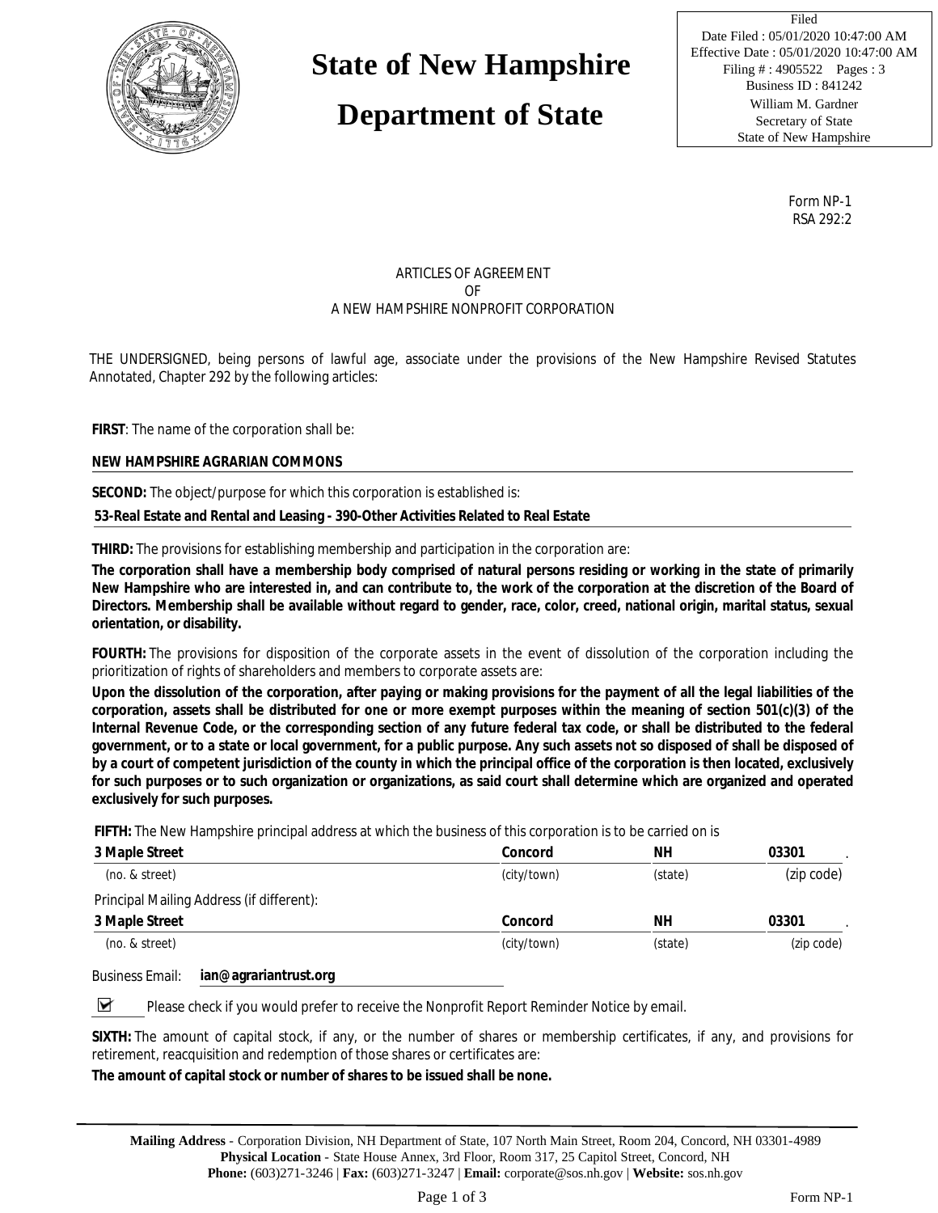# State of New Hampshire

# Department of State

Filed
Date Filed : 05/01/2020 10:47:00 AM
Effective Date : 05/01/2020 10:47:00 AM
Filing # : 4905522 Pages : 3
Business ID : 841242
William M. Gardner
Secretary of State
State of New Hampshire

Form NP-1
RSA 292:2

ARTICLES OF AGREEMENT
OF
A NEW HAMPSHIRE NONPROFIT CORPORATION

THE UNDERSIGNED, being persons of lawful age, associate under the provisions of the New Hampshire Revised Statutes Annotated, Chapter 292 by the following articles:

**FIRST**: The name of the corporation shall be:

**NEW HAMPSHIRE AGRARIAN COMMONS**

**SECOND:** The object/purpose for which this corporation is established is:

**53-Real Estate and Rental and Leasing - 390-Other Activities Related to Real Estate**

**THIRD:** The provisions for establishing membership and participation in the corporation are:

**The corporation shall have a membership body comprised of natural persons residing or working in the state of primarily New Hampshire who are interested in, and can contribute to, the work of the corporation at the discretion of the Board of Directors. Membership shall be available without regard to gender, race, color, creed, national origin, marital status, sexual orientation, or disability.**

**FOURTH:** The provisions for disposition of the corporate assets in the event of dissolution of the corporation including the prioritization of rights of shareholders and members to corporate assets are:

**Upon the dissolution of the corporation, after paying or making provisions for the payment of all the legal liabilities of the corporation, assets shall be distributed for one or more exempt purposes within the meaning of section 501(c)(3) of the Internal Revenue Code, or the corresponding section of any future federal tax code, or shall be distributed to the federal government, or to a state or local government, for a public purpose. Any such assets not so disposed of shall be disposed of by a court of competent jurisdiction of the county in which the principal office of the corporation is then located, exclusively for such purposes or to such organization or organizations, as said court shall determine which are organized and operated exclusively for such purposes.**

**FIFTH:** The New Hampshire principal address at which the business of this corporation is to be carried on is

| (no. & street) | (city/town) | (state) | (zip code) |
|---|---|---|---|
| **3 Maple Street** | **Concord** | **NH** | **03301** |

Principal Mailing Address (if different):

| (no. & street) | (city/town) | (state) | (zip code) |
|---|---|---|---|
| **3 Maple Street** | **Concord** | **NH** | **03301** |

Business Email: **ian@agrariantrust.org**

☑ Please check if you would prefer to receive the Nonprofit Report Reminder Notice by email.

**SIXTH:** The amount of capital stock, if any, or the number of shares or membership certificates, if any, and provisions for retirement, reacquisition and redemption of those shares or certificates are:

**The amount of capital stock or number of shares to be issued shall be none.**

**Mailing Address** - Corporation Division, NH Department of State, 107 North Main Street, Room 204, Concord, NH 03301-4989
**Physical Location** - State House Annex, 3rd Floor, Room 317, 25 Capitol Street, Concord, NH
**Phone:** (603)271-3246 | **Fax:** (603)271-3247 | **Email:** corporate@sos.nh.gov | **Website:** sos.nh.gov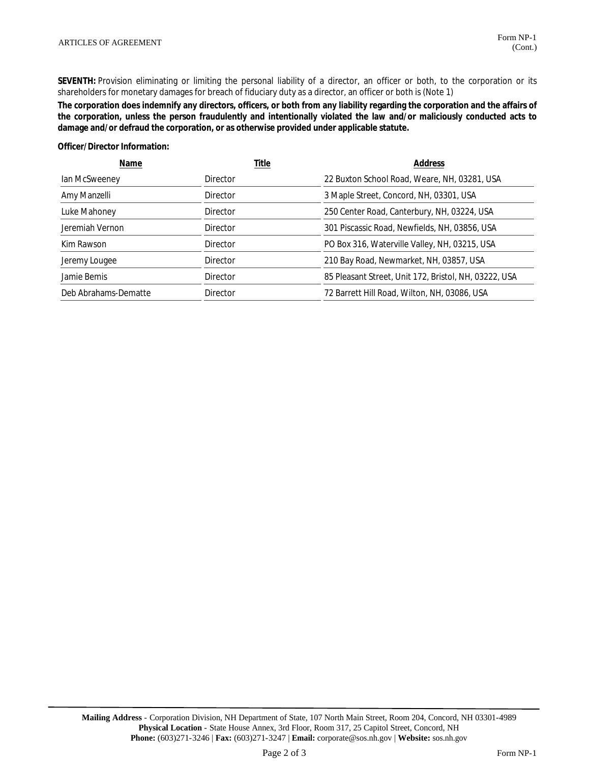ARTICLES OF AGREEMENT

Form NP-1 (Cont.)

**SEVENTH:** Provision eliminating or limiting the personal liability of a director, an officer or both, to the corporation or its shareholders for monetary damages for breach of fiduciary duty as a director, an officer or both is (Note 1)

**The corporation does indemnify any directors, officers, or both from any liability regarding the corporation and the affairs of the corporation, unless the person fraudulently and intentionally violated the law and/or maliciously conducted acts to damage and/or defraud the corporation, or as otherwise provided under applicable statute.**

**Officer/Director Information:**

| Name | Title | Address |
|---|---|---|
| Ian McSweeney | Director | 22 Buxton School Road, Weare, NH, 03281, USA |
| Amy Manzelli | Director | 3 Maple Street, Concord, NH, 03301, USA |
| Luke Mahoney | Director | 250 Center Road, Canterbury, NH, 03224, USA |
| Jeremiah Vernon | Director | 301 Piscassic Road, Newfields, NH, 03856, USA |
| Kim Rawson | Director | PO Box 316, Waterville Valley, NH, 03215, USA |
| Jeremy Lougee | Director | 210 Bay Road, Newmarket, NH, 03857, USA |
| Jamie Bemis | Director | 85 Pleasant Street, Unit 172, Bristol, NH, 03222, USA |
| Deb Abrahams-Dematte | Director | 72 Barrett Hill Road, Wilton, NH, 03086, USA |

**Mailing Address** - Corporation Division, NH Department of State, 107 North Main Street, Room 204, Concord, NH 03301-4989
**Physical Location** - State House Annex, 3rd Floor, Room 317, 25 Capitol Street, Concord, NH
**Phone:** (603)271-3246 | **Fax:** (603)271-3247 | **Email:** corporate@sos.nh.gov | **Website:** sos.nh.gov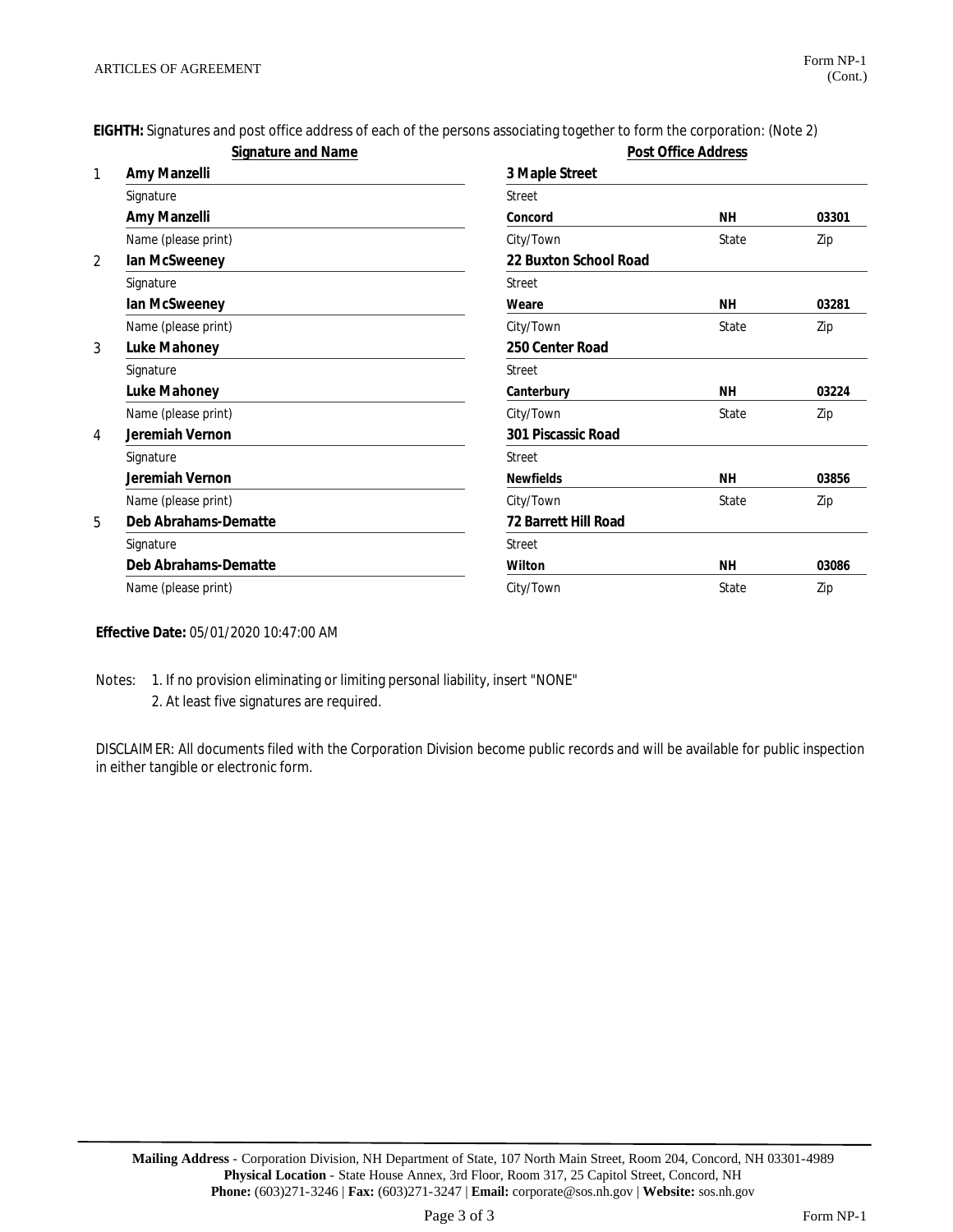ARTICLES OF AGREEMENT

Form NP-1 (Cont.)

**EIGHTH:** Signatures and post office address of each of the persons associating together to form the corporation: (Note 2)

| | Signature and Name | Post Office Address | | |
|---|---|---|---|---|
| 1 | **Amy Manzelli** | **3 Maple Street** | | |
| | Signature | Street | | |
| | **Amy Manzelli** | **Concord** | **NH** | **03301** |
| | Name (please print) | City/Town | State | Zip |
| 2 | **Ian McSweeney** | **22 Buxton School Road** | | |
| | Signature | Street | | |
| | **Ian McSweeney** | **Weare** | **NH** | **03281** |
| | Name (please print) | City/Town | State | Zip |
| 3 | **Luke Mahoney** | **250 Center Road** | | |
| | Signature | Street | | |
| | **Luke Mahoney** | **Canterbury** | **NH** | **03224** |
| | Name (please print) | City/Town | State | Zip |
| 4 | **Jeremiah Vernon** | **301 Piscassic Road** | | |
| | Signature | Street | | |
| | **Jeremiah Vernon** | **Newfields** | **NH** | **03856** |
| | Name (please print) | City/Town | State | Zip |
| 5 | **Deb Abrahams-Dematte** | **72 Barrett Hill Road** | | |
| | Signature | Street | | |
| | **Deb Abrahams-Dematte** | **Wilton** | **NH** | **03086** |
| | Name (please print) | City/Town | State | Zip |

**Effective Date:** 05/01/2020 10:47:00 AM

Notes: 1. If no provision eliminating or limiting personal liability, insert "NONE"
2. At least five signatures are required.

DISCLAIMER: All documents filed with the Corporation Division become public records and will be available for public inspection in either tangible or electronic form.

**Mailing Address** - Corporation Division, NH Department of State, 107 North Main Street, Room 204, Concord, NH 03301-4989
**Physical Location** - State House Annex, 3rd Floor, Room 317, 25 Capitol Street, Concord, NH
**Phone:** (603)271-3246 | **Fax:** (603)271-3247 | **Email:** corporate@sos.nh.gov | **Website:** sos.nh.gov

Form NP-1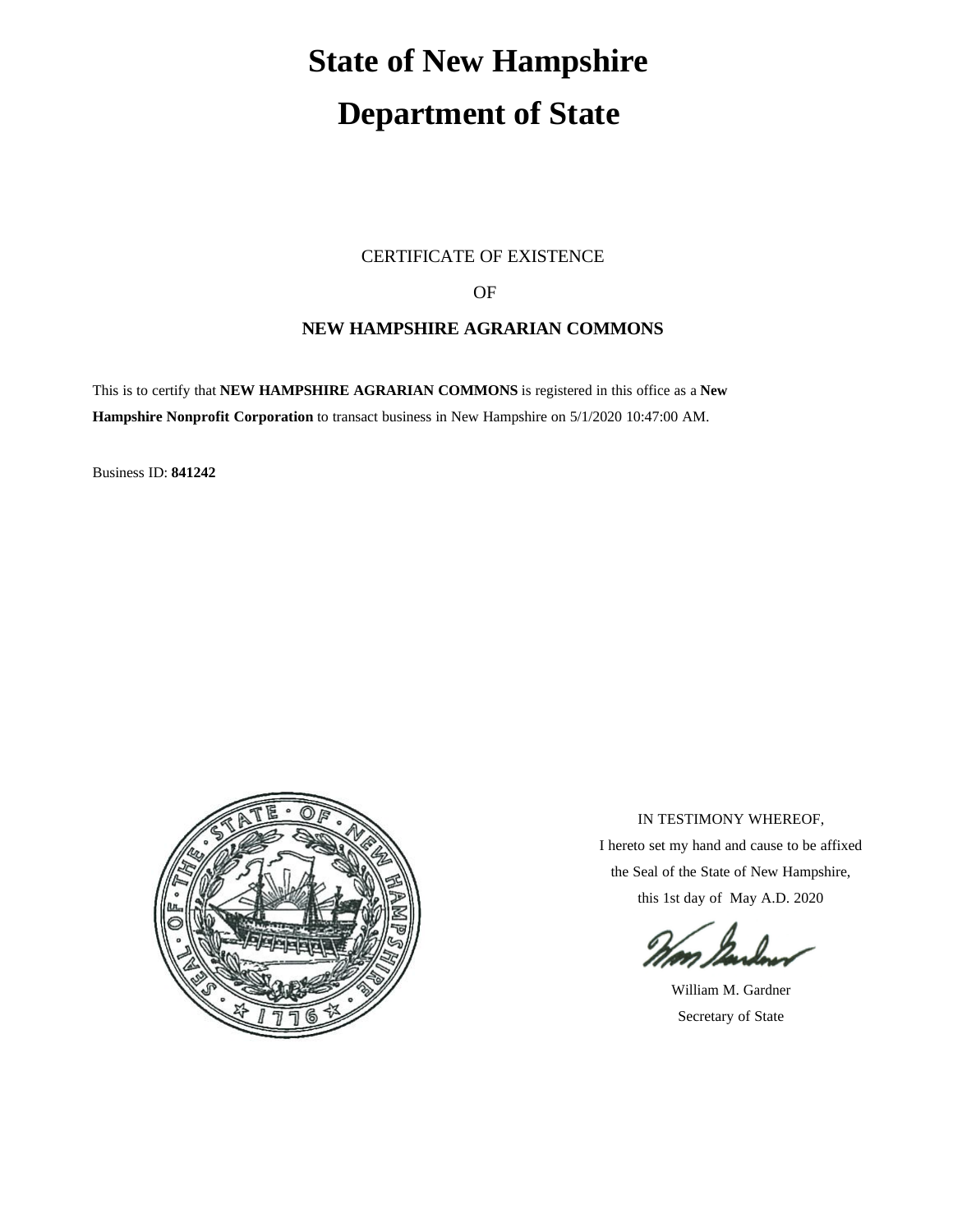# State of New Hampshire

# Department of State

CERTIFICATE OF EXISTENCE

OF

**NEW HAMPSHIRE AGRARIAN COMMONS**

This is to certify that **NEW HAMPSHIRE AGRARIAN COMMONS** is registered in this office as a **New Hampshire Nonprofit Corporation** to transact business in New Hampshire on 5/1/2020 10:47:00 AM.

Business ID: **841242**

IN TESTIMONY WHEREOF,
I hereto set my hand and cause to be affixed
the Seal of the State of New Hampshire,
this 1st day of May A.D. 2020

William M. Gardner
Secretary of State